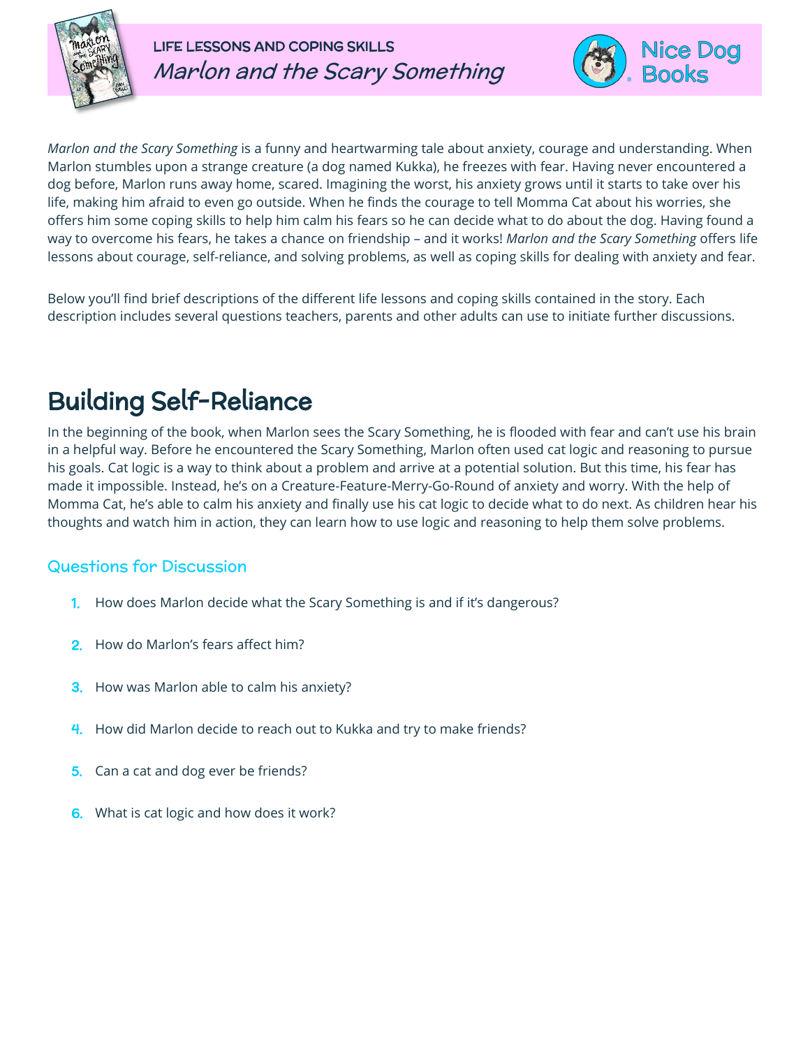LIFE LESSONS AND COPING SKILLS

*Marlon and the Scary Something*

Nice Dog Books

*Marlon and the Scary Something* is a funny and heartwarming tale about anxiety, courage and understanding. When Marlon stumbles upon a strange creature (a dog named Kukka), he freezes with fear. Having never encountered a dog before, Marlon runs away home, scared. Imagining the worst, his anxiety grows until it starts to take over his life, making him afraid to even go outside. When he finds the courage to tell Momma Cat about his worries, she offers him some coping skills to help him calm his fears so he can decide what to do about the dog. Having found a way to overcome his fears, he takes a chance on friendship – and it works! *Marlon and the Scary Something* offers life lessons about courage, self-reliance, and solving problems, as well as coping skills for dealing with anxiety and fear.

Below you'll find brief descriptions of the different life lessons and coping skills contained in the story. Each description includes several questions teachers, parents and other adults can use to initiate further discussions.

# Building Self-Reliance

In the beginning of the book, when Marlon sees the Scary Something, he is flooded with fear and can't use his brain in a helpful way. Before he encountered the Scary Something, Marlon often used cat logic and reasoning to pursue his goals. Cat logic is a way to think about a problem and arrive at a potential solution. But this time, his fear has made it impossible. Instead, he's on a Creature-Feature-Merry-Go-Round of anxiety and worry. With the help of Momma Cat, he's able to calm his anxiety and finally use his cat logic to decide what to do next. As children hear his thoughts and watch him in action, they can learn how to use logic and reasoning to help them solve problems.

## Questions for Discussion

1. How does Marlon decide what the Scary Something is and if it's dangerous?
2. How do Marlon's fears affect him?
3. How was Marlon able to calm his anxiety?
4. How did Marlon decide to reach out to Kukka and try to make friends?
5. Can a cat and dog ever be friends?
6. What is cat logic and how does it work?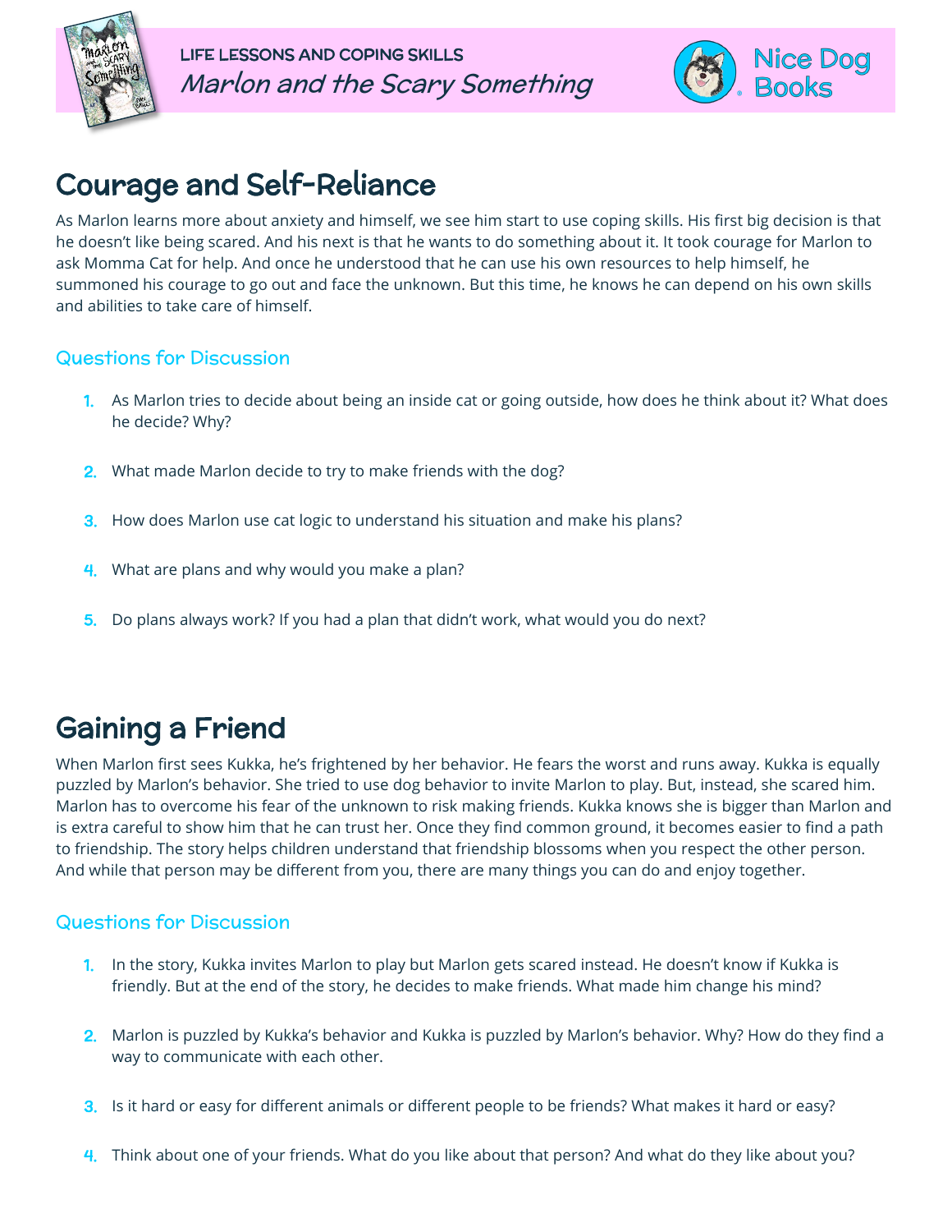## Courage and Self-Reliance

As Marlon learns more about anxiety and himself, we see him start to use coping skills. His first big decision is that he doesn't like being scared. And his next is that he wants to do something about it. It took courage for Marlon to ask Momma Cat for help. And once he understood that he can use his own resources to help himself, he summoned his courage to go out and face the unknown. But this time, he knows he can depend on his own skills and abilities to take care of himself.

### Questions for Discussion

1. As Marlon tries to decide about being an inside cat or going outside, how does he think about it? What does he decide? Why?
2. What made Marlon decide to try to make friends with the dog?
3. How does Marlon use cat logic to understand his situation and make his plans?
4. What are plans and why would you make a plan?
5. Do plans always work? If you had a plan that didn't work, what would you do next?

## Gaining a Friend

When Marlon first sees Kukka, he's frightened by her behavior. He fears the worst and runs away. Kukka is equally puzzled by Marlon's behavior. She tried to use dog behavior to invite Marlon to play. But, instead, she scared him. Marlon has to overcome his fear of the unknown to risk making friends. Kukka knows she is bigger than Marlon and is extra careful to show him that he can trust her. Once they find common ground, it becomes easier to find a path to friendship. The story helps children understand that friendship blossoms when you respect the other person. And while that person may be different from you, there are many things you can do and enjoy together.

### Questions for Discussion

1. In the story, Kukka invites Marlon to play but Marlon gets scared instead. He doesn't know if Kukka is friendly. But at the end of the story, he decides to make friends. What made him change his mind?
2. Marlon is puzzled by Kukka's behavior and Kukka is puzzled by Marlon's behavior. Why? How do they find a way to communicate with each other.
3. Is it hard or easy for different animals or different people to be friends? What makes it hard or easy?
4. Think about one of your friends. What do you like about that person? And what do they like about you?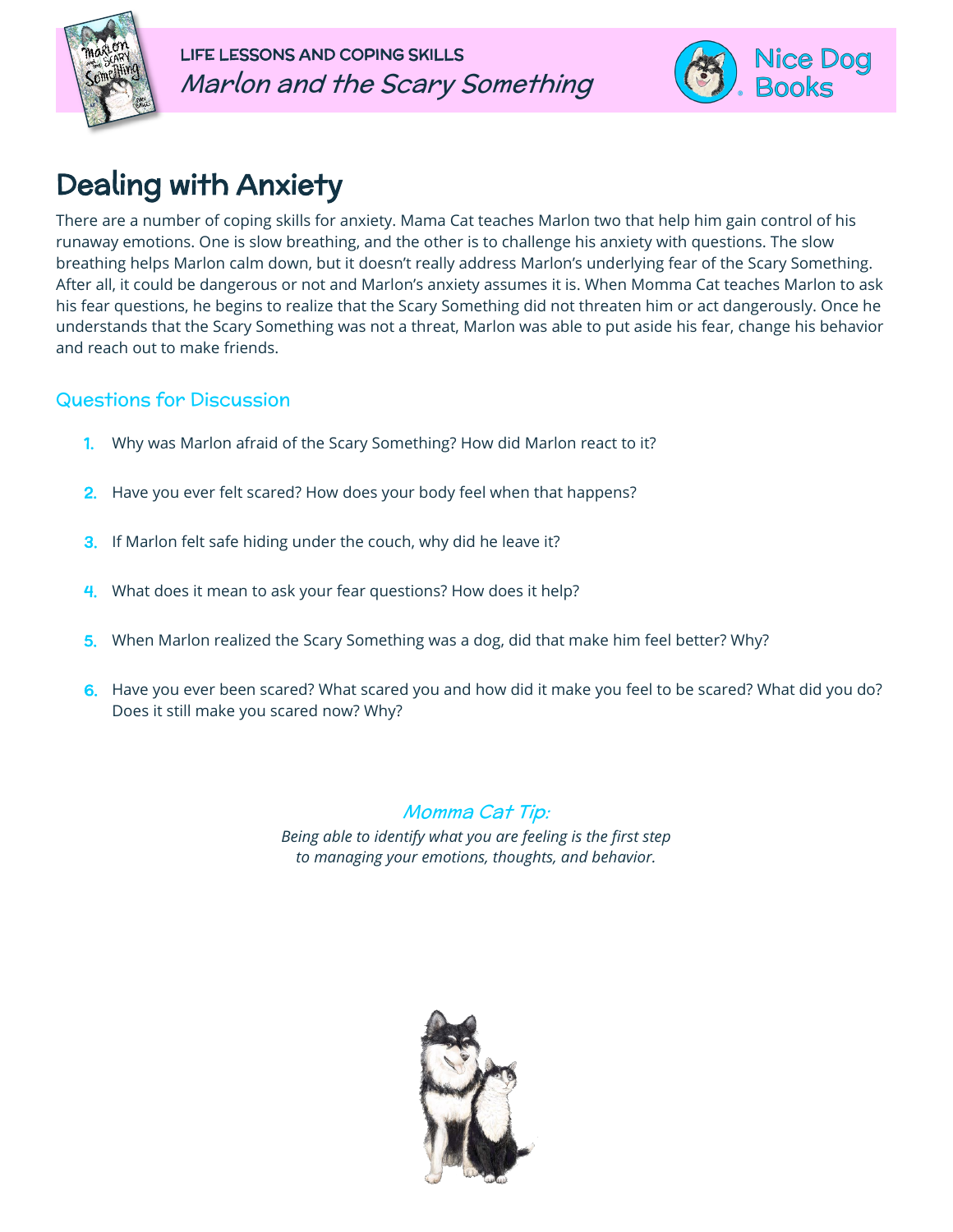# Dealing with Anxiety

There are a number of coping skills for anxiety. Mama Cat teaches Marlon two that help him gain control of his runaway emotions. One is slow breathing, and the other is to challenge his anxiety with questions. The slow breathing helps Marlon calm down, but it doesn't really address Marlon's underlying fear of the Scary Something. After all, it could be dangerous or not and Marlon's anxiety assumes it is. When Momma Cat teaches Marlon to ask his fear questions, he begins to realize that the Scary Something did not threaten him or act dangerously. Once he understands that the Scary Something was not a threat, Marlon was able to put aside his fear, change his behavior and reach out to make friends.

## Questions for Discussion

1. Why was Marlon afraid of the Scary Something? How did Marlon react to it?
2. Have you ever felt scared? How does your body feel when that happens?
3. If Marlon felt safe hiding under the couch, why did he leave it?
4. What does it mean to ask your fear questions? How does it help?
5. When Marlon realized the Scary Something was a dog, did that make him feel better? Why?
6. Have you ever been scared? What scared you and how did it make you feel to be scared? What did you do? Does it still make you scared now? Why?

### *Momma Cat Tip:*

*Being able to identify what you are feeling is the first step to managing your emotions, thoughts, and behavior.*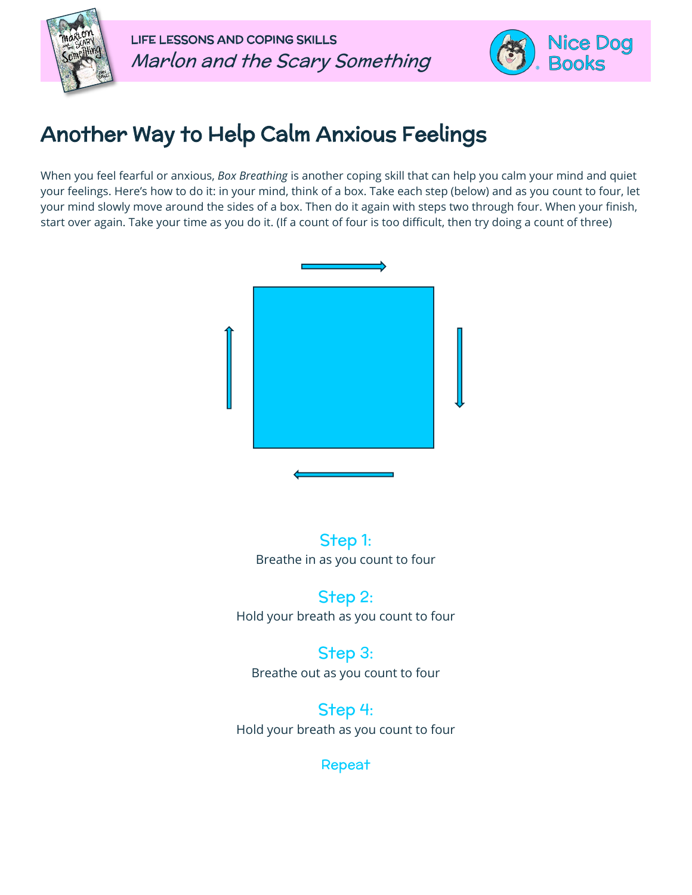# Another Way to Help Calm Anxious Feelings

When you feel fearful or anxious, *Box Breathing* is another coping skill that can help you calm your mind and quiet your feelings. Here's how to do it: in your mind, think of a box. Take each step (below) and as you count to four, let your mind slowly move around the sides of a box. Then do it again with steps two through four. When your finish, start over again. Take your time as you do it. (If a count of four is too difficult, then try doing a count of three)

### Step 1:

Breathe in as you count to four

### Step 2:

Hold your breath as you count to four

### Step 3:

Breathe out as you count to four

### Step 4:

Hold your breath as you count to four

### Repeat